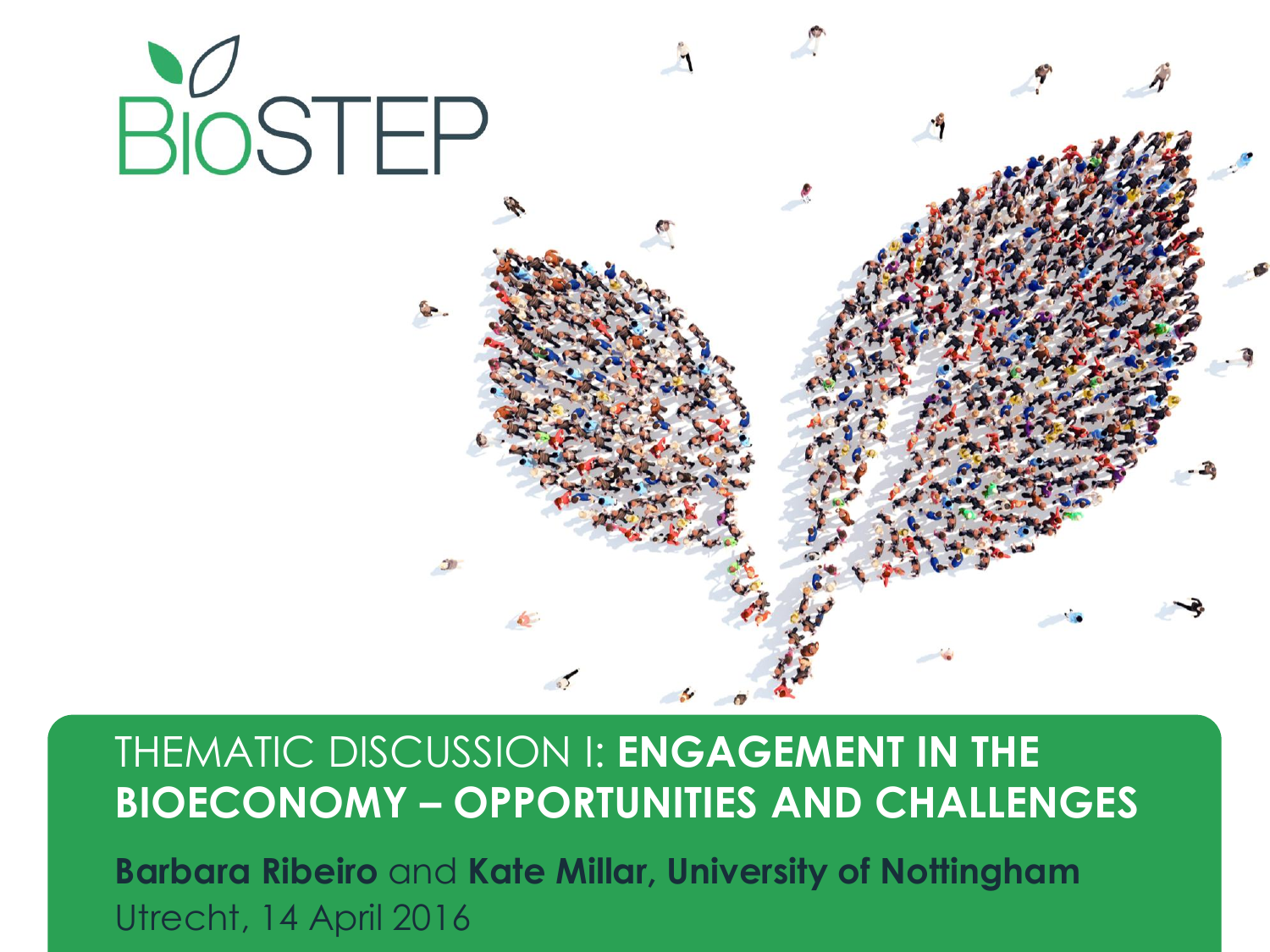BioSTEP

# THEMATIC DISCUSSION I: **ENGAGEMENT IN THE BIOECONOMY – OPPORTUNITIES AND CHALLENGES**

**Barbara Ribeiro** and **Kate Millar, University of Nottingham**

Utrecht, 14 April 2016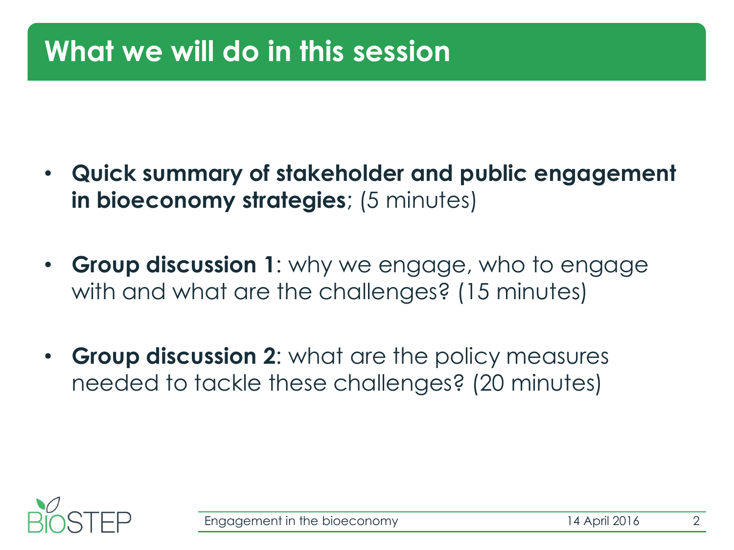# What we will do in this session

- **Quick summary of stakeholder and public engagement in bioeconomy strategies**; (5 minutes)
- **Group discussion 1**: why we engage, who to engage with and what are the challenges? (15 minutes)
- **Group discussion 2**: what are the policy measures needed to tackle these challenges? (20 minutes)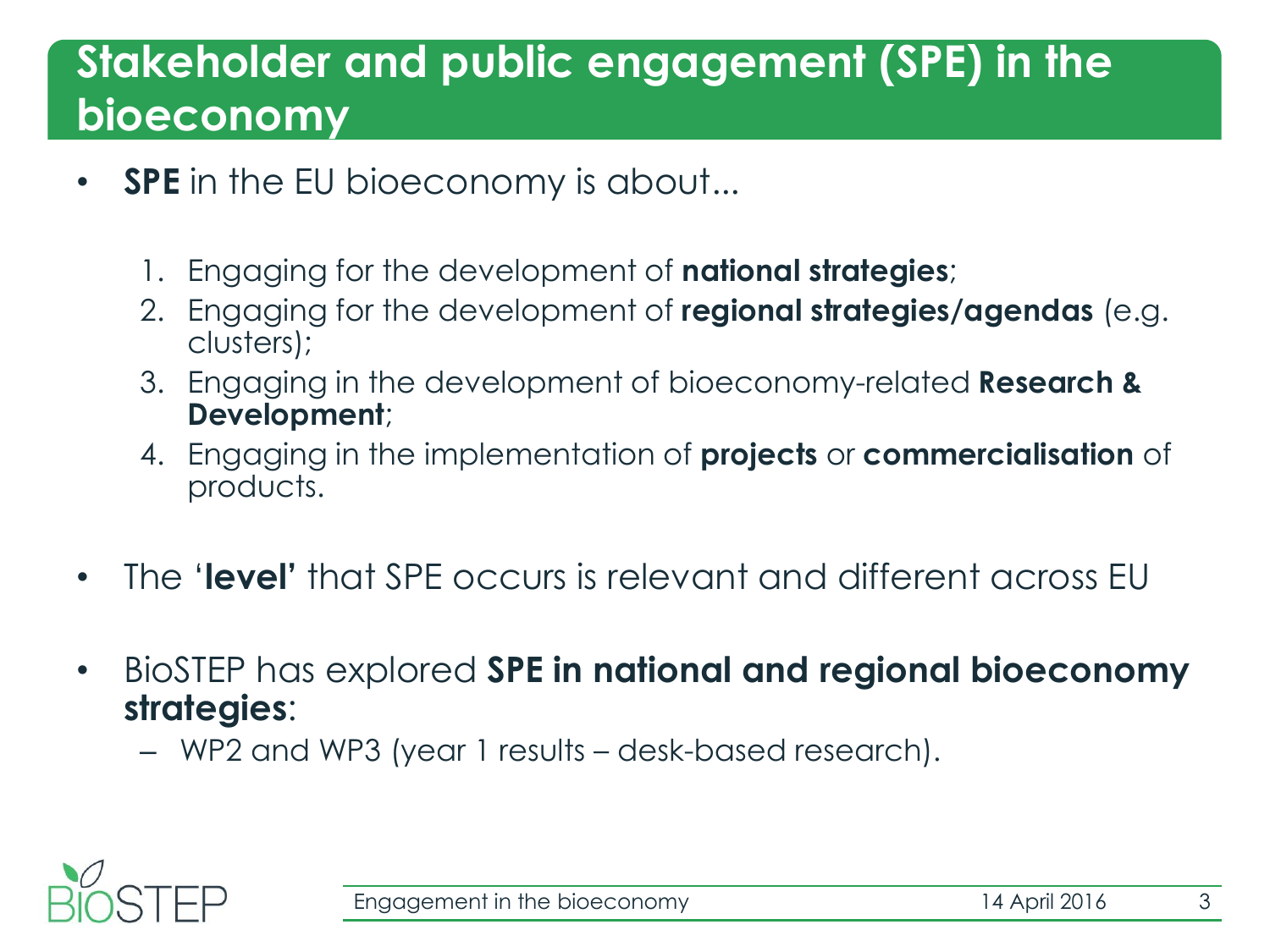# Stakeholder and public engagement (SPE) in the bioeconomy

- **SPE** in the EU bioeconomy is about...
  1. Engaging for the development of **national strategies**;
  2. Engaging for the development of **regional strategies/agendas** (e.g. clusters);
  3. Engaging in the development of bioeconomy-related **Research & Development**;
  4. Engaging in the implementation of **projects** or **commercialisation** of products.
- The '**level'** that SPE occurs is relevant and different across EU
- BioSTEP has explored **SPE in national and regional bioeconomy strategies**:
  - WP2 and WP3 (year 1 results – desk-based research).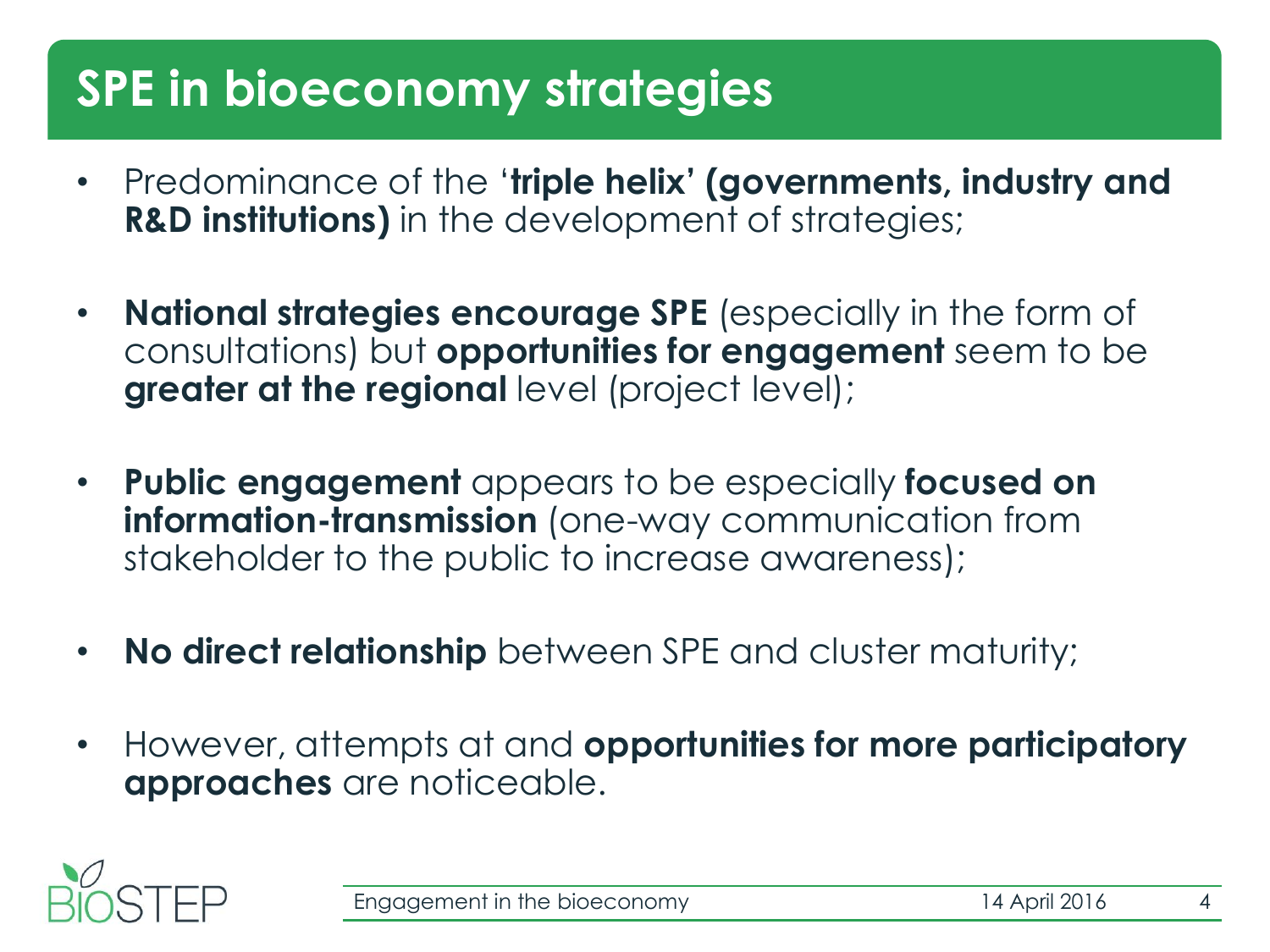# SPE in bioeconomy strategies

- Predominance of the '**triple helix' (governments, industry and R&D institutions)** in the development of strategies;
- **National strategies encourage SPE** (especially in the form of consultations) but **opportunities for engagement** seem to be **greater at the regional** level (project level);
- **Public engagement** appears to be especially **focused on information-transmission** (one-way communication from stakeholder to the public to increase awareness);
- **No direct relationship** between SPE and cluster maturity;
- However, attempts at and **opportunities for more participatory approaches** are noticeable.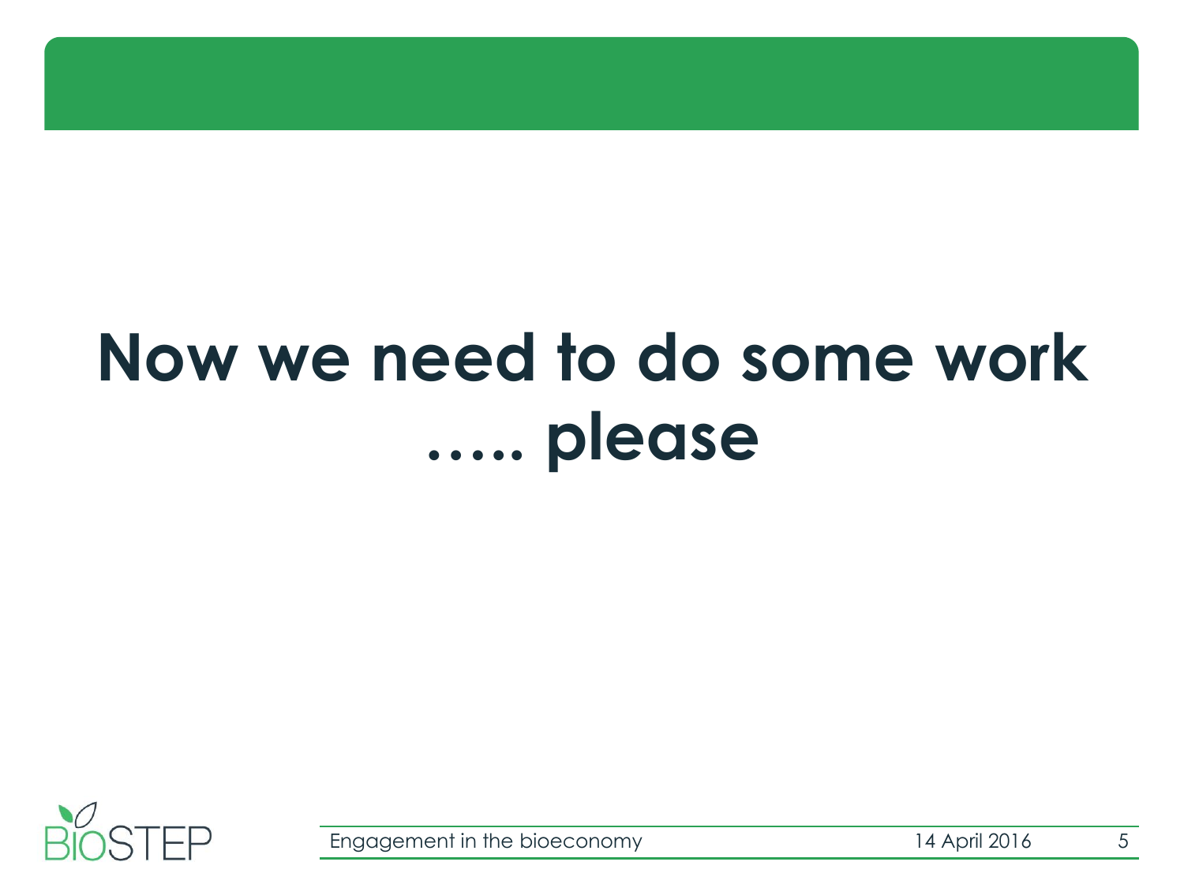# Now we need to do some work ..... please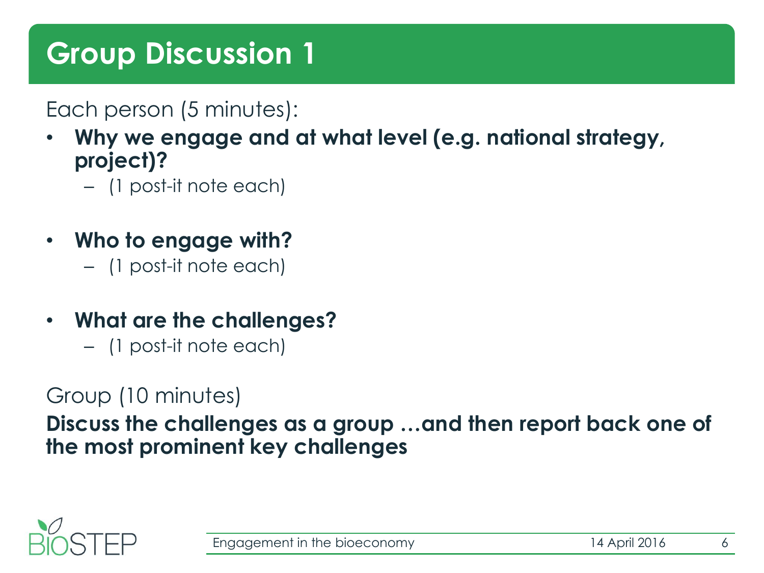# Group Discussion 1

Each person (5 minutes):

- **Why we engage and at what level (e.g. national strategy, project)?**
  - (1 post-it note each)

- **Who to engage with?**
  - (1 post-it note each)

- **What are the challenges?**
  - (1 post-it note each)

Group (10 minutes)

**Discuss the challenges as a group …and then report back one of the most prominent key challenges**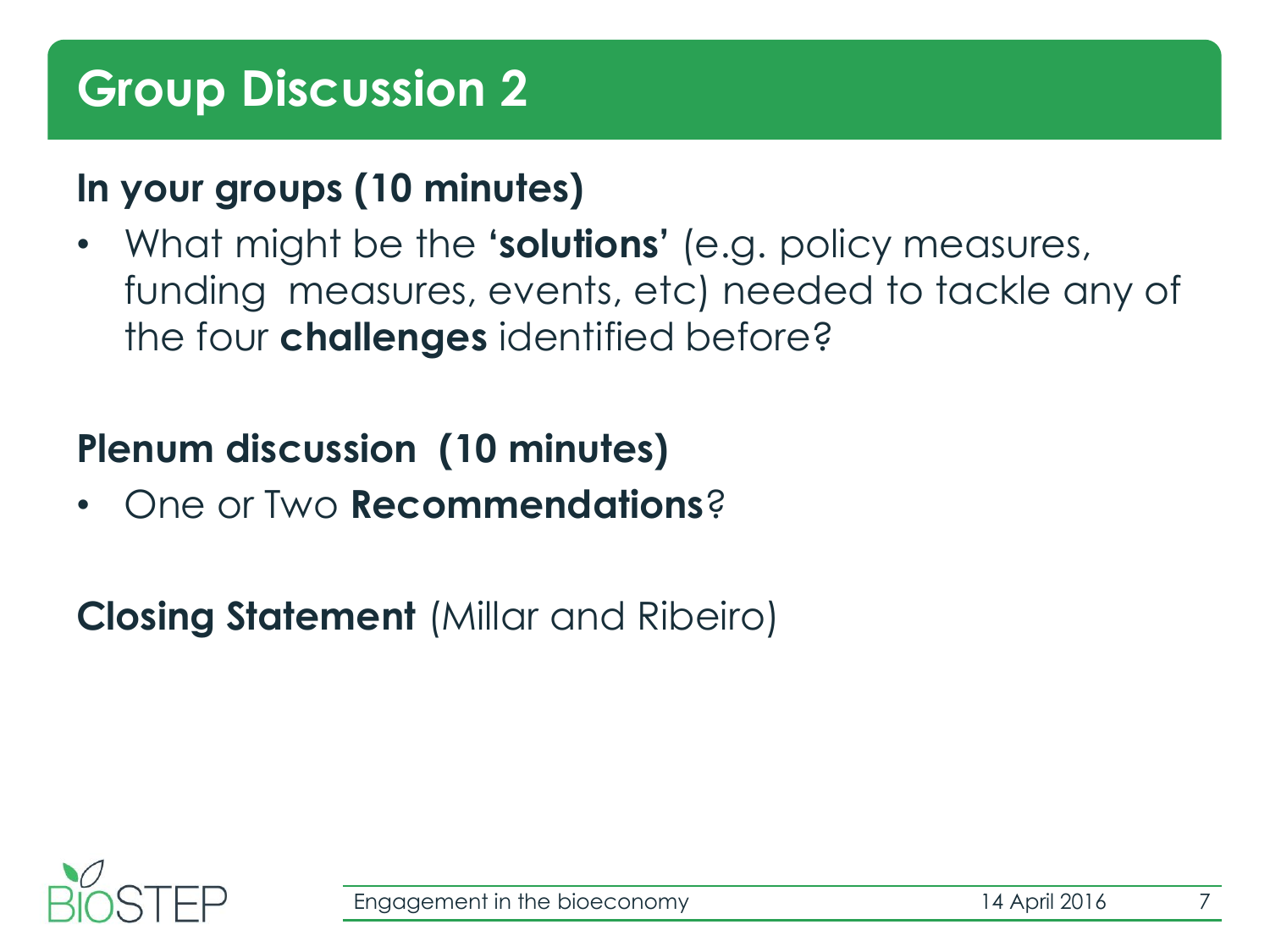# Group Discussion 2

**In your groups (10 minutes)**

- What might be the **'solutions'** (e.g. policy measures, funding measures, events, etc) needed to tackle any of the four **challenges** identified before?

**Plenum discussion (10 minutes)**

- One or Two **Recommendations**?

**Closing Statement** (Millar and Ribeiro)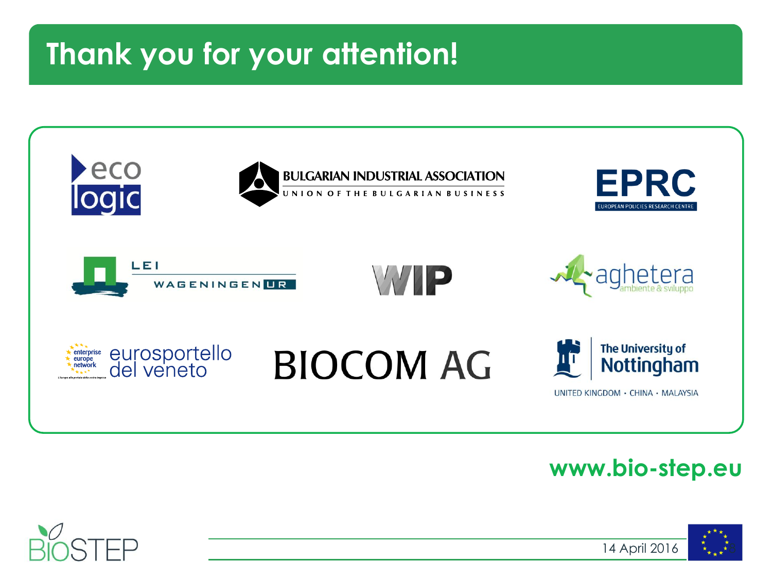# Thank you for your attention!

eco logic

BULGARIAN INDUSTRIAL ASSOCIATION
UNION OF THE BULGARIAN BUSINESS

EPRC
EUROPEAN POLICIES RESEARCH CENTRE

LEI WAGENINGEN UR

WIP

aghetera ambiente & sviluppo

enterprise europe network
eurosportello del veneto

BIOCOM AG

The University of Nottingham
UNITED KINGDOM · CHINA · MALAYSIA

**www.bio-step.eu**

14 April 2016